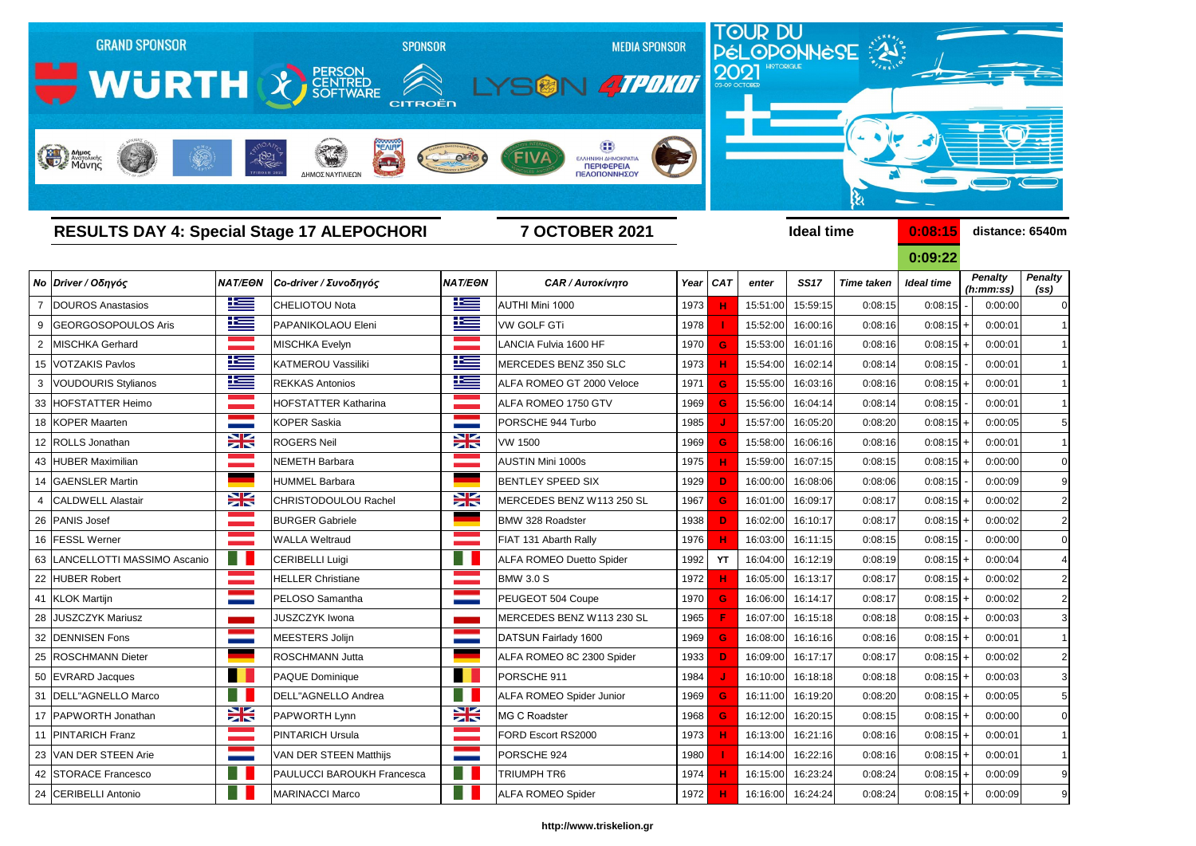GRAND SPONSOR WÜRTH — SPONSOR PERSON CENTRED SOFTWARE, CITROËN — MEDIA SPONSOR LYSON 4TPOXOI

TOUR DU PÉLOPONNÈSE 2021 HISTORIQUE 03-09 OCTOBER

## RESULTS DAY 4: Special Stage 17 ALEPOCHORI

**7 OCTOBER 2021**

**Ideal time** 0:08:15 **distance: 6540m**

0:09:22

| No | Driver / Οδηγός | NAT/ΕΘΝ | Co-driver / Συνοδηγός | NAT/ΕΘΝ | CAR / Αυτοκίνητο | Year | CAT | enter | SS17 | Time taken | Ideal time | | Penalty (h:mm:ss) | Penalty (ss) |
|---|---|---|---|---|---|---|---|---|---|---|---|---|---|---|
| 7 | DOUROS Anastasios | | CHELIOTOU Nota | | AUTHI Mini 1000 | 1973 | H | 15:51:00 | 15:59:15 | 0:08:15 | 0:08:15 | - | 0:00:00 | 0 |
| 9 | GEORGOSOPOULOS Aris | | PAPANIKOLAOU Eleni | | VW GOLF GTi | 1978 | I | 15:52:00 | 16:00:16 | 0:08:16 | 0:08:15 | + | 0:00:01 | 1 |
| 2 | MISCHKA Gerhard | | MISCHKA Evelyn | | LANCIA Fulvia 1600 HF | 1970 | G | 15:53:00 | 16:01:16 | 0:08:16 | 0:08:15 | + | 0:00:01 | 1 |
| 15 | VOTZAKIS Pavlos | | KATMEROU Vassiliki | | MERCEDES BENZ 350 SLC | 1973 | H | 15:54:00 | 16:02:14 | 0:08:14 | 0:08:15 | - | 0:00:01 | 1 |
| 3 | VOUDOURIS Stylianos | | REKKAS Antonios | | ALFA ROMEO GT 2000 Veloce | 1971 | G | 15:55:00 | 16:03:16 | 0:08:16 | 0:08:15 | + | 0:00:01 | 1 |
| 33 | HOFSTATTER Heimo | | HOFSTATTER Katharina | | ALFA ROMEO 1750 GTV | 1969 | G | 15:56:00 | 16:04:14 | 0:08:14 | 0:08:15 | - | 0:00:01 | 1 |
| 18 | KOPER Maarten | | KOPER Saskia | | PORSCHE 944 Turbo | 1985 | J | 15:57:00 | 16:05:20 | 0:08:20 | 0:08:15 | + | 0:00:05 | 5 |
| 12 | ROLLS Jonathan | | ROGERS Neil | | VW 1500 | 1969 | G | 15:58:00 | 16:06:16 | 0:08:16 | 0:08:15 | + | 0:00:01 | 1 |
| 43 | HUBER Maximilian | | NEMETH Barbara | | AUSTIN Mini 1000s | 1975 | H | 15:59:00 | 16:07:15 | 0:08:15 | 0:08:15 | + | 0:00:00 | 0 |
| 14 | GAENSLER Martin | | HUMMEL Barbara | | BENTLEY SPEED SIX | 1929 | D | 16:00:00 | 16:08:06 | 0:08:06 | 0:08:15 | - | 0:00:09 | 9 |
| 4 | CALDWELL Alastair | | CHRISTODOULOU Rachel | | MERCEDES BENZ W113 250 SL | 1967 | G | 16:01:00 | 16:09:17 | 0:08:17 | 0:08:15 | + | 0:00:02 | 2 |
| 26 | PANIS Josef | | BURGER Gabriele | | BMW 328 Roadster | 1938 | D | 16:02:00 | 16:10:17 | 0:08:17 | 0:08:15 | + | 0:00:02 | 2 |
| 16 | FESSL Werner | | WALLA Weltraud | | FIAT 131 Abarth Rally | 1976 | H | 16:03:00 | 16:11:15 | 0:08:15 | 0:08:15 | - | 0:00:00 | 0 |
| 63 | LANCELLOTTI MASSIMO Ascanio | | CERIBELLI Luigi | | ALFA ROMEO Duetto Spider | 1992 | YT | 16:04:00 | 16:12:19 | 0:08:19 | 0:08:15 | + | 0:00:04 | 4 |
| 22 | HUBER Robert | | HELLER Christiane | | BMW 3.0 S | 1972 | H | 16:05:00 | 16:13:17 | 0:08:17 | 0:08:15 | + | 0:00:02 | 2 |
| 41 | KLOK Martijn | | PELOSO Samantha | | PEUGEOT 504 Coupe | 1970 | G | 16:06:00 | 16:14:17 | 0:08:17 | 0:08:15 | + | 0:00:02 | 2 |
| 28 | JUSZCZYK Mariusz | | JUSZCZYK Iwona | | MERCEDES BENZ W113 230 SL | 1965 | F | 16:07:00 | 16:15:18 | 0:08:18 | 0:08:15 | + | 0:00:03 | 3 |
| 32 | DENNISEN Fons | | MEESTERS Jolijn | | DATSUN Fairlady 1600 | 1969 | G | 16:08:00 | 16:16:16 | 0:08:16 | 0:08:15 | + | 0:00:01 | 1 |
| 25 | ROSCHMANN Dieter | | ROSCHMANN Jutta | | ALFA ROMEO 8C 2300 Spider | 1933 | D | 16:09:00 | 16:17:17 | 0:08:17 | 0:08:15 | + | 0:00:02 | 2 |
| 50 | EVRARD Jacques | | PAQUE Dominique | | PORSCHE 911 | 1984 | J | 16:10:00 | 16:18:18 | 0:08:18 | 0:08:15 | + | 0:00:03 | 3 |
| 31 | DELL"AGNELLO Marco | | DELL"AGNELLO Andrea | | ALFA ROMEO Spider Junior | 1969 | G | 16:11:00 | 16:19:20 | 0:08:20 | 0:08:15 | + | 0:00:05 | 5 |
| 17 | PAPWORTH Jonathan | | PAPWORTH Lynn | | MG C Roadster | 1968 | G | 16:12:00 | 16:20:15 | 0:08:15 | 0:08:15 | + | 0:00:00 | 0 |
| 11 | PINTARICH Franz | | PINTARICH Ursula | | FORD Escort RS2000 | 1973 | H | 16:13:00 | 16:21:16 | 0:08:16 | 0:08:15 | + | 0:00:01 | 1 |
| 23 | VAN DER STEEN Arie | | VAN DER STEEN Matthijs | | PORSCHE 924 | 1980 | I | 16:14:00 | 16:22:16 | 0:08:16 | 0:08:15 | + | 0:00:01 | 1 |
| 42 | STORACE Francesco | | PAULUCCI BAROUKH Francesca | | TRIUMPH TR6 | 1974 | H | 16:15:00 | 16:23:24 | 0:08:24 | 0:08:15 | + | 0:00:09 | 9 |
| 24 | CERIBELLI Antonio | | MARINACCI Marco | | ALFA ROMEO Spider | 1972 | H | 16:16:00 | 16:24:24 | 0:08:24 | 0:08:15 | + | 0:00:09 | 9 |

http://www.triskelion.gr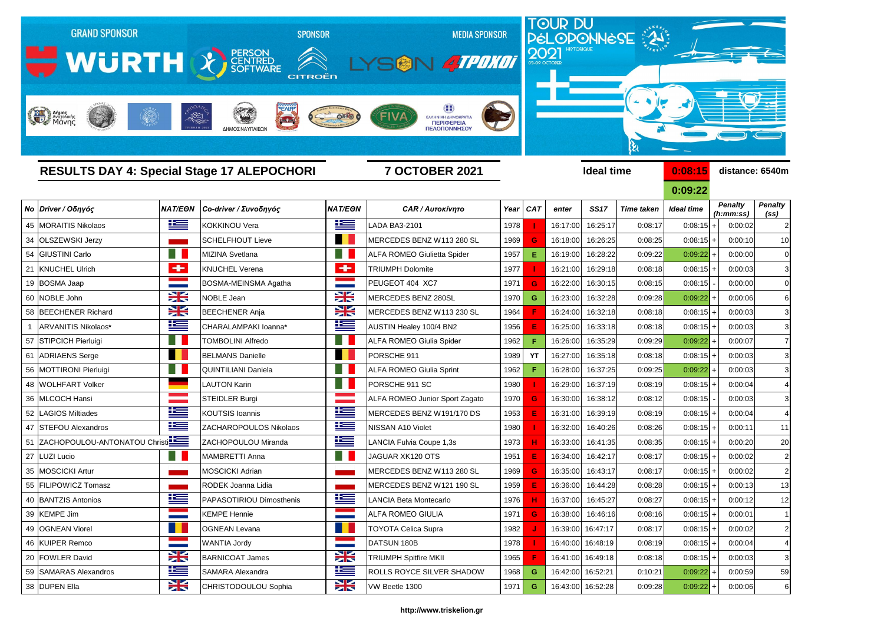GRAND SPONSOR WÜRTH — SPONSOR PERSON CENTRED SOFTWARE, CITROËN — MEDIA SPONSOR LYSON 4TPOXOI

TOUR DU PÉLOPONNÈSE 2021 HISTORIQUE 03-09 OCTOBER

## RESULTS DAY 4: Special Stage 17 ALEPOCHORI

**7 OCTOBER 2021**

Ideal time **0:08:15** / **0:09:22** — distance: 6540m

| No | Driver / Οδηγός | NAT/ΕΘΝ | Co-driver / Συνοδηγός | NAT/ΕΘΝ | CAR / Αυτοκίνητο | Year | CAT | enter | SS17 | Time taken | Ideal time | | Penalty (h:mm:ss) | Penalty (ss) |
|---|---|---|---|---|---|---|---|---|---|---|---|---|---|---|
| 45 | MORAITIS Nikolaos | | KOKKINOU Vera | | LADA BA3-2101 | 1978 | I | 16:17:00 | 16:25:17 | 0:08:17 | 0:08:15 | + | 0:00:02 | 2 |
| 34 | OLSZEWSKI Jerzy | | SCHELFHOUT Lieve | | MERCEDES BENZ W113 280 SL | 1969 | G | 16:18:00 | 16:26:25 | 0:08:25 | 0:08:15 | + | 0:00:10 | 10 |
| 54 | GIUSTINI Carlo | | MIZINA Svetlana | | ALFA ROMEO Giulietta Spider | 1957 | E | 16:19:00 | 16:28:22 | 0:09:22 | 0:09:22 | + | 0:00:00 | 0 |
| 21 | KNUCHEL Ulrich | | KNUCHEL Verena | | TRIUMPH Dolomite | 1977 | I | 16:21:00 | 16:29:18 | 0:08:18 | 0:08:15 | + | 0:00:03 | 3 |
| 19 | BOSMA Jaap | | BOSMA-MEINSMA Agatha | | PEUGEOT 404 XC7 | 1971 | G | 16:22:00 | 16:30:15 | 0:08:15 | 0:08:15 | - | 0:00:00 | 0 |
| 60 | NOBLE John | | NOBLE Jean | | MERCEDES BENZ 280SL | 1970 | G | 16:23:00 | 16:32:28 | 0:09:28 | 0:09:22 | + | 0:00:06 | 6 |
| 58 | BEECHENER Richard | | BEECHENER Anja | | MERCEDES BENZ W113 230 SL | 1964 | F | 16:24:00 | 16:32:18 | 0:08:18 | 0:08:15 | + | 0:00:03 | 3 |
| 1 | ARVANITIS Nikolaos* | | CHARALAMPAKI Ioanna* | | AUSTIN Healey 100/4 BN2 | 1956 | E | 16:25:00 | 16:33:18 | 0:08:18 | 0:08:15 | + | 0:00:03 | 3 |
| 57 | STIPCICH Pierluigi | | TOMBOLINI Alfredo | | ALFA ROMEO Giulia Spider | 1962 | F | 16:26:00 | 16:35:29 | 0:09:29 | 0:09:22 | + | 0:00:07 | 7 |
| 61 | ADRIAENS Serge | | BELMANS Danielle | | PORSCHE 911 | 1989 | YT | 16:27:00 | 16:35:18 | 0:08:18 | 0:08:15 | + | 0:00:03 | 3 |
| 56 | MOTTIRONI Pierluigi | | QUINTILIANI Daniela | | ALFA ROMEO Giulia Sprint | 1962 | F | 16:28:00 | 16:37:25 | 0:09:25 | 0:09:22 | + | 0:00:03 | 3 |
| 48 | WOLHFART Volker | | LAUTON Karin | | PORSCHE 911 SC | 1980 | I | 16:29:00 | 16:37:19 | 0:08:19 | 0:08:15 | + | 0:00:04 | 4 |
| 36 | MLCOCH Hansi | | STEIDLER Burgi | | ALFA ROMEO Junior Sport Zagato | 1970 | G | 16:30:00 | 16:38:12 | 0:08:12 | 0:08:15 | - | 0:00:03 | 3 |
| 52 | LAGIOS Miltiades | | KOUTSIS Ioannis | | MERCEDES BENZ W191/170 DS | 1953 | E | 16:31:00 | 16:39:19 | 0:08:19 | 0:08:15 | + | 0:00:04 | 4 |
| 47 | STEFOU Alexandros | | ZACHAROPOULOS Nikolaos | | NISSAN A10 Violet | 1980 | I | 16:32:00 | 16:40:26 | 0:08:26 | 0:08:15 | + | 0:00:11 | 11 |
| 51 | ZACHOPOULOU-ANTONATOU Christi | | ZACHOPOULOU Miranda | | LANCIA Fulvia Coupe 1,3s | 1973 | H | 16:33:00 | 16:41:35 | 0:08:35 | 0:08:15 | + | 0:00:20 | 20 |
| 27 | LUZI Lucio | | MAMBRETTI Anna | | JAGUAR XK120 OTS | 1951 | E | 16:34:00 | 16:42:17 | 0:08:17 | 0:08:15 | + | 0:00:02 | 2 |
| 35 | MOSCICKI Artur | | MOSCICKI Adrian | | MERCEDES BENZ W113 280 SL | 1969 | G | 16:35:00 | 16:43:17 | 0:08:17 | 0:08:15 | + | 0:00:02 | 2 |
| 55 | FILIPOWICZ Tomasz | | RODEK Joanna Lidia | | MERCEDES BENZ W121 190 SL | 1959 | E | 16:36:00 | 16:44:28 | 0:08:28 | 0:08:15 | + | 0:00:13 | 13 |
| 40 | BANTZIS Antonios | | PAPASOTIRIOU Dimosthenis | | LANCIA Beta Montecarlo | 1976 | H | 16:37:00 | 16:45:27 | 0:08:27 | 0:08:15 | + | 0:00:12 | 12 |
| 39 | KEMPE Jim | | KEMPE Hennie | | ALFA ROMEO GIULIA | 1971 | G | 16:38:00 | 16:46:16 | 0:08:16 | 0:08:15 | + | 0:00:01 | 1 |
| 49 | OGNEAN Viorel | | OGNEAN Levana | | TOYOTA Celica Supra | 1982 | J | 16:39:00 | 16:47:17 | 0:08:17 | 0:08:15 | + | 0:00:02 | 2 |
| 46 | KUIPER Remco | | WANTIA Jordy | | DATSUN 180B | 1978 | I | 16:40:00 | 16:48:19 | 0:08:19 | 0:08:15 | + | 0:00:04 | 4 |
| 20 | FOWLER David | | BARNICOAT James | | TRIUMPH Spitfire MKII | 1965 | F | 16:41:00 | 16:49:18 | 0:08:18 | 0:08:15 | + | 0:00:03 | 3 |
| 59 | SAMARAS Alexandros | | SAMARA Alexandra | | ROLLS ROYCE SILVER SHADOW | 1968 | G | 16:42:00 | 16:52:21 | 0:10:21 | 0:09:22 | + | 0:00:59 | 59 |
| 38 | DUPEN Ella | | CHRISTODOULOU Sophia | | VW Beetle 1300 | 1971 | G | 16:43:00 | 16:52:28 | 0:09:28 | 0:09:22 | + | 0:00:06 | 6 |

http://www.triskelion.gr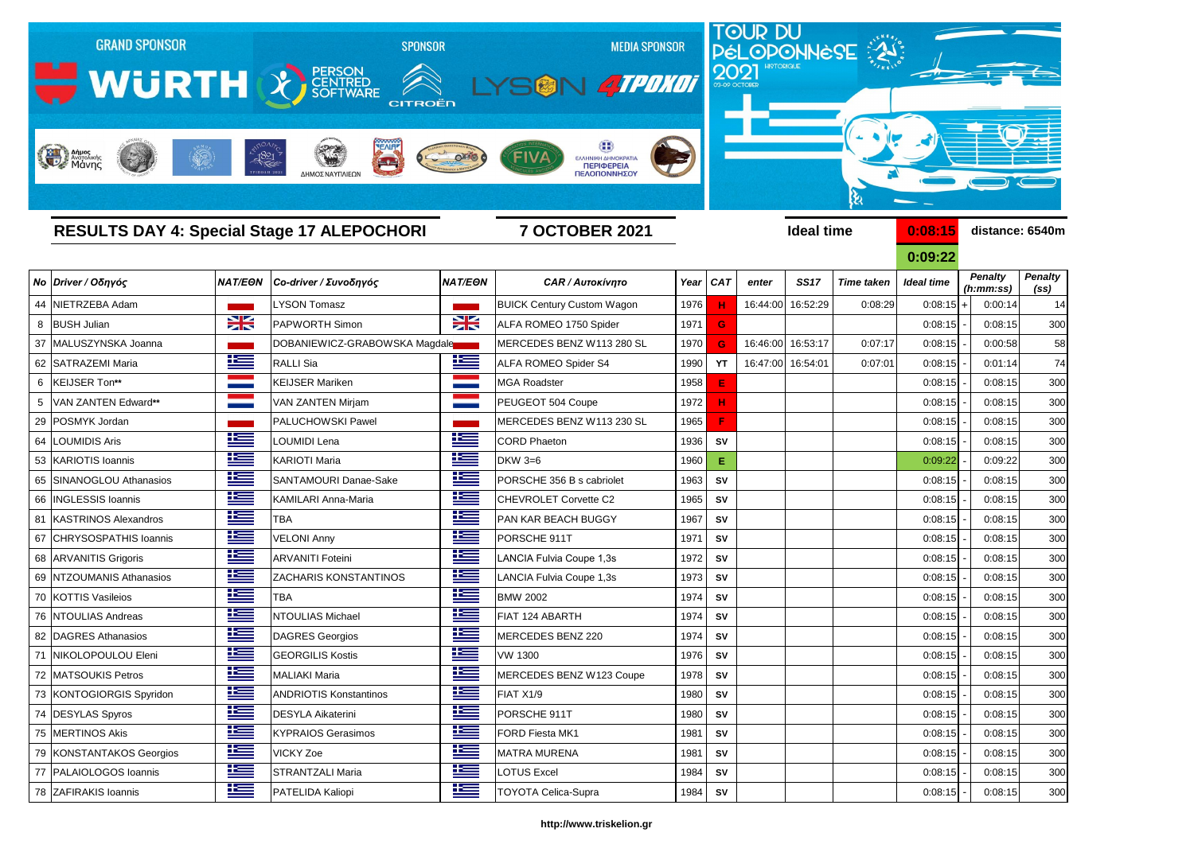GRAND SPONSOR WÜRTH — PERSON CENTRED SOFTWARE — SPONSOR CITROËN — MEDIA SPONSOR LYSON 4TPOXOI

TOUR DU PÉLOPONNÈSE 2021 HISTORIQUE 03-09 OCTOBER

## RESULTS DAY 4: Special Stage 17 ALEPOCHORI

**7 OCTOBER 2021**

**Ideal time** 0:08:15 **distance: 6540m**

0:09:22

| No | Driver / Οδηγός | NAT/ΕΘΝ | Co-driver / Συνοδηγός | NAT/ΕΘΝ | CAR / Αυτοκίνητο | Year | CAT | enter | SS17 | Time taken | Ideal time | | Penalty (h:mm:ss) | Penalty (ss) |
|---|---|---|---|---|---|---|---|---|---|---|---|---|---|---|
| 44 | NIETRZEBA Adam | | LYSON Tomasz | | BUICK Century Custom Wagon | 1976 | H | 16:44:00 | 16:52:29 | 0:08:29 | 0:08:15 | + | 0:00:14 | 14 |
| 8 | BUSH Julian | | PAPWORTH Simon | | ALFA ROMEO 1750 Spider | 1971 | G | | | | 0:08:15 | - | 0:08:15 | 300 |
| 37 | MALUSZYNSKA Joanna | | DOBANIEWICZ-GRABOWSKA Magdalena | | MERCEDES BENZ W113 280 SL | 1970 | G | 16:46:00 | 16:53:17 | 0:07:17 | 0:08:15 | - | 0:00:58 | 58 |
| 62 | SATRAZEMI Maria | | RALLI Sia | | ALFA ROMEO Spider S4 | 1990 | YT | 16:47:00 | 16:54:01 | 0:07:01 | 0:08:15 | - | 0:01:14 | 74 |
| 6 | KEIJSER Ton** | | KEIJSER Mariken | | MGA Roadster | 1958 | E | | | | 0:08:15 | - | 0:08:15 | 300 |
| 5 | VAN ZANTEN Edward** | | VAN ZANTEN Mirjam | | PEUGEOT 504 Coupe | 1972 | H | | | | 0:08:15 | - | 0:08:15 | 300 |
| 29 | POSMYK Jordan | | PALUCHOWSKI Pawel | | MERCEDES BENZ W113 230 SL | 1965 | F | | | | 0:08:15 | - | 0:08:15 | 300 |
| 64 | LOUMIDIS Aris | | LOUMIDI Lena | | CORD Phaeton | 1936 | SV | | | | 0:08:15 | - | 0:08:15 | 300 |
| 53 | KARIOTIS Ioannis | | KARIOTI Maria | | DKW 3=6 | 1960 | E | | | | 0:09:22 | - | 0:09:22 | 300 |
| 65 | SINANOGLOU Athanasios | | SANTAMOURI Danae-Sake | | PORSCHE 356 B s cabriolet | 1963 | SV | | | | 0:08:15 | - | 0:08:15 | 300 |
| 66 | INGLESSIS Ioannis | | KAMILARI Anna-Maria | | CHEVROLET Corvette C2 | 1965 | SV | | | | 0:08:15 | - | 0:08:15 | 300 |
| 81 | KASTRINOS Alexandros | | TBA | | PAN KAR BEACH BUGGY | 1967 | SV | | | | 0:08:15 | - | 0:08:15 | 300 |
| 67 | CHRYSOSPATHIS Ioannis | | VELONI Anny | | PORSCHE 911T | 1971 | SV | | | | 0:08:15 | - | 0:08:15 | 300 |
| 68 | ARVANITIS Grigoris | | ARVANITI Foteini | | LANCIA Fulvia Coupe 1,3s | 1972 | SV | | | | 0:08:15 | - | 0:08:15 | 300 |
| 69 | NTZOUMANIS Athanasios | | ZACHARIS KONSTANTINOS | | LANCIA Fulvia Coupe 1,3s | 1973 | SV | | | | 0:08:15 | - | 0:08:15 | 300 |
| 70 | KOTTIS Vasileios | | TBA | | BMW 2002 | 1974 | SV | | | | 0:08:15 | - | 0:08:15 | 300 |
| 76 | NTOULIAS Andreas | | NTOULIAS Michael | | FIAT 124 ABARTH | 1974 | SV | | | | 0:08:15 | - | 0:08:15 | 300 |
| 82 | DAGRES Athanasios | | DAGRES Georgios | | MERCEDES BENZ 220 | 1974 | SV | | | | 0:08:15 | - | 0:08:15 | 300 |
| 71 | NIKOLOPOULOU Eleni | | GEORGILIS Kostis | | VW 1300 | 1976 | SV | | | | 0:08:15 | - | 0:08:15 | 300 |
| 72 | MATSOUKIS Petros | | MALIAKI Maria | | MERCEDES BENZ W123 Coupe | 1978 | SV | | | | 0:08:15 | - | 0:08:15 | 300 |
| 73 | KONTOGIORGIS Spyridon | | ANDRIOTIS Konstantinos | | FIAT X1/9 | 1980 | SV | | | | 0:08:15 | - | 0:08:15 | 300 |
| 74 | DESYLAS Spyros | | DESYLA Aikaterini | | PORSCHE 911T | 1980 | SV | | | | 0:08:15 | - | 0:08:15 | 300 |
| 75 | MERTINOS Akis | | KYPRAIOS Gerasimos | | FORD Fiesta MK1 | 1981 | SV | | | | 0:08:15 | - | 0:08:15 | 300 |
| 79 | KONSTANTAKOS Georgios | | VICKY Zoe | | MATRA MURENA | 1981 | SV | | | | 0:08:15 | - | 0:08:15 | 300 |
| 77 | PALAIOLOGOS Ioannis | | STRANTZALI Maria | | LOTUS Excel | 1984 | SV | | | | 0:08:15 | - | 0:08:15 | 300 |
| 78 | ZAFIRAKIS Ioannis | | PATELIDA Kaliopi | | TOYOTA Celica-Supra | 1984 | SV | | | | 0:08:15 | - | 0:08:15 | 300 |

http://www.triskelion.gr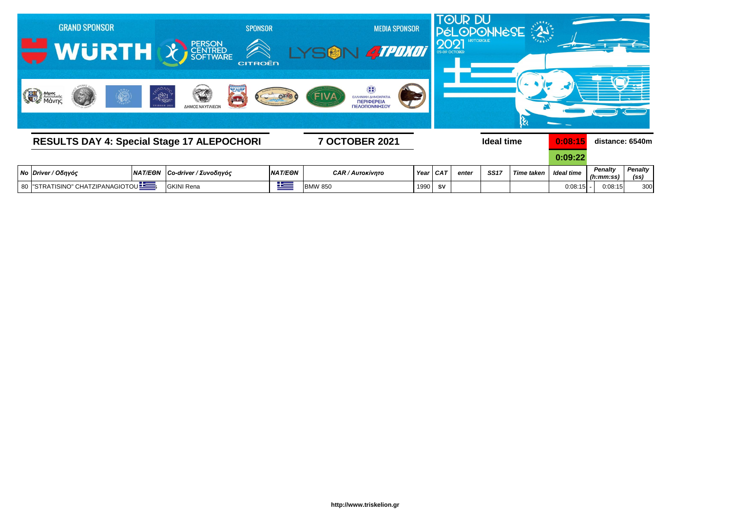GRAND SPONSOR WÜRTH PERSON CENTRED SOFTWARE SPONSOR CITROËN MEDIA SPONSOR LYSON 4TPOXOI

TOUR DU PÉLOPONNÈSE 2021 HISTORIQUE 03-09 OCTOBER

## RESULTS DAY 4: Special Stage 17 ALEPOCHORI

**7 OCTOBER 2021**

**Ideal time** 0:08:15 **distance: 6540m**

0:09:22

| No | Driver / Οδηγός | NAT/ΕΘΝ | Co-driver / Συνοδηγός | NAT/ΕΘΝ | CAR / Αυτοκίνητο | Year | CAT | enter | SS17 | Time taken | Ideal time | | Penalty (h:mm:ss) | Penalty (ss) |
|---|---|---|---|---|---|---|---|---|---|---|---|---|---|---|
| 80 | "STRATISINO" CHATZIPANAGIOTOU | | GKINI Rena | | BMW 850 | 1990 | SV | | | | 0:08:15 | - | 0:08:15 | 300 |

http://www.triskelion.gr